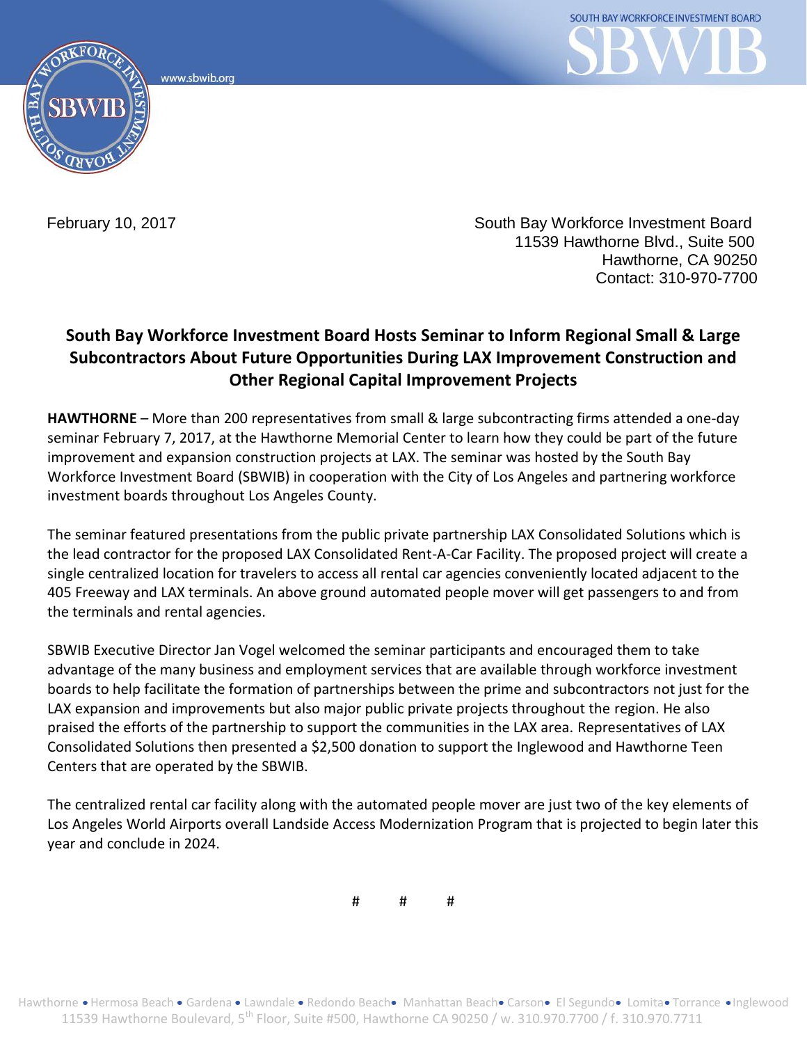February 10, 2017

South Bay Workforce Investment Board
11539 Hawthorne Blvd., Suite 500
Hawthorne, CA 90250
Contact: 310-970-7700

## South Bay Workforce Investment Board Hosts Seminar to Inform Regional Small & Large Subcontractors About Future Opportunities During LAX Improvement Construction and Other Regional Capital Improvement Projects

**HAWTHORNE** – More than 200 representatives from small & large subcontracting firms attended a one-day seminar February 7, 2017, at the Hawthorne Memorial Center to learn how they could be part of the future improvement and expansion construction projects at LAX. The seminar was hosted by the South Bay Workforce Investment Board (SBWIB) in cooperation with the City of Los Angeles and partnering workforce investment boards throughout Los Angeles County.

The seminar featured presentations from the public private partnership LAX Consolidated Solutions which is the lead contractor for the proposed LAX Consolidated Rent-A-Car Facility. The proposed project will create a single centralized location for travelers to access all rental car agencies conveniently located adjacent to the 405 Freeway and LAX terminals. An above ground automated people mover will get passengers to and from the terminals and rental agencies.

SBWIB Executive Director Jan Vogel welcomed the seminar participants and encouraged them to take advantage of the many business and employment services that are available through workforce investment boards to help facilitate the formation of partnerships between the prime and subcontractors not just for the LAX expansion and improvements but also major public private projects throughout the region. He also praised the efforts of the partnership to support the communities in the LAX area. Representatives of LAX Consolidated Solutions then presented a $2,500 donation to support the Inglewood and Hawthorne Teen Centers that are operated by the SBWIB.

The centralized rental car facility along with the automated people mover are just two of the key elements of Los Angeles World Airports overall Landside Access Modernization Program that is projected to begin later this year and conclude in 2024.

# # #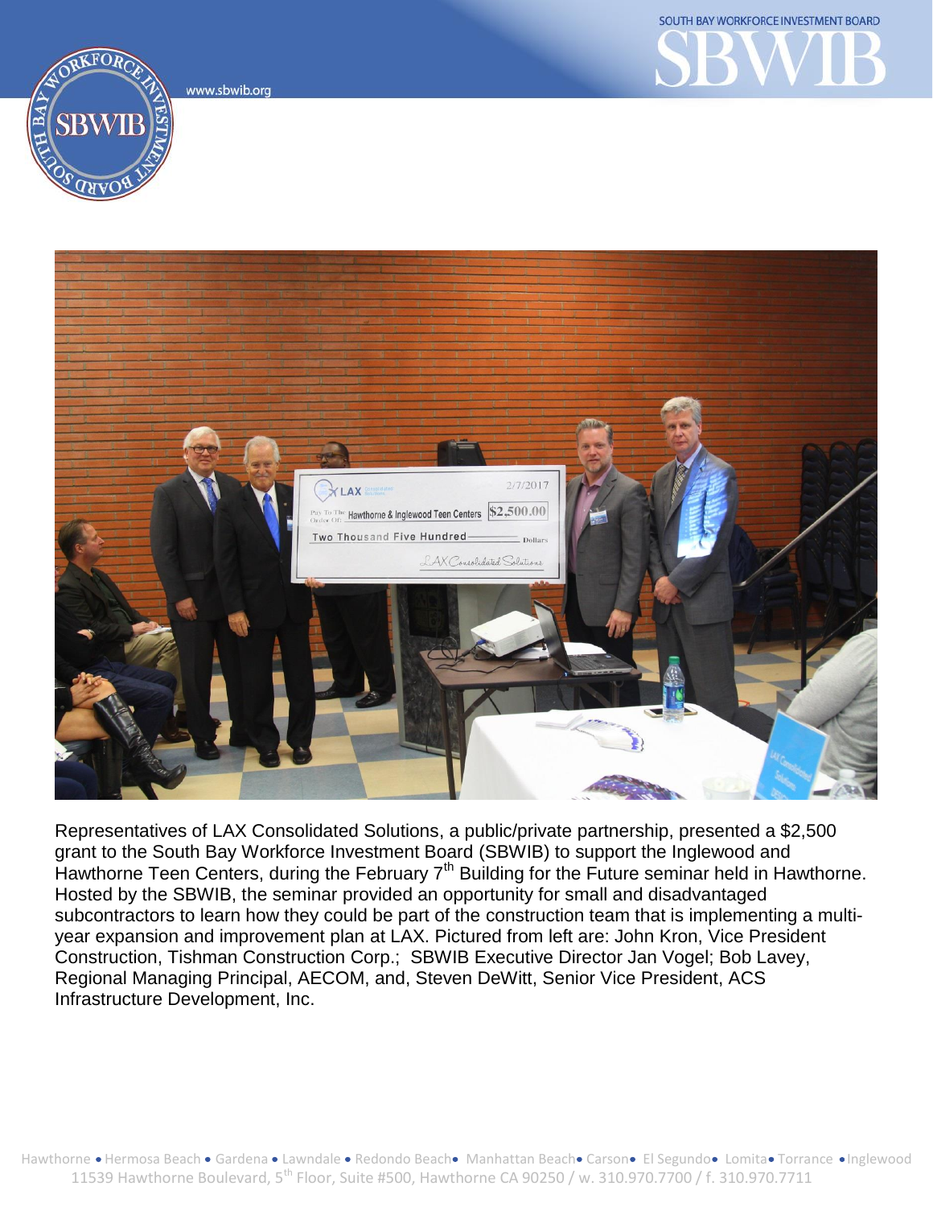Representatives of LAX Consolidated Solutions, a public/private partnership, presented a $2,500 grant to the South Bay Workforce Investment Board (SBWIB) to support the Inglewood and Hawthorne Teen Centers, during the February 7th Building for the Future seminar held in Hawthorne. Hosted by the SBWIB, the seminar provided an opportunity for small and disadvantaged subcontractors to learn how they could be part of the construction team that is implementing a multi-year expansion and improvement plan at LAX. Pictured from left are: John Kron, Vice President Construction, Tishman Construction Corp.; SBWIB Executive Director Jan Vogel; Bob Lavey, Regional Managing Principal, AECOM, and, Steven DeWitt, Senior Vice President, ACS Infrastructure Development, Inc.